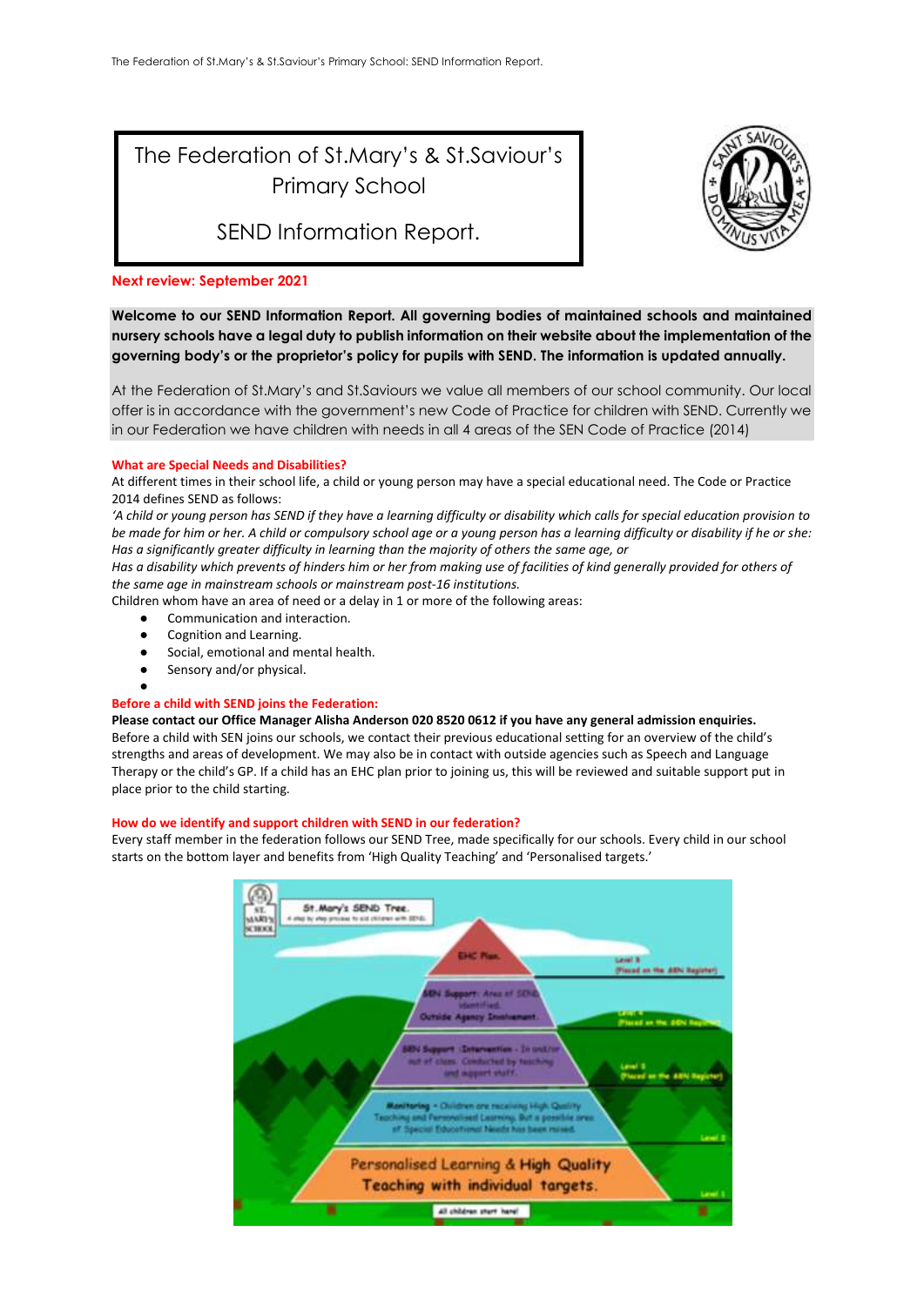# The Federation of St.Mary's & St.Saviour's Primary School

## SEND Information Report.

**Next review: September 2021**

**Welcome to our SEND Information Report. All governing bodies of maintained schools and maintained nursery schools have a legal duty to publish information on their website about the implementation of the governing body's or the proprietor's policy for pupils with SEND. The information is updated annually.**

At the Federation of St.Mary's and St.Saviours we value all members of our school community. Our local offer is in accordance with the government's new Code of Practice for children with SEND. Currently we in our Federation we have children with needs in all 4 areas of the SEN Code of Practice (2014)

### What are Special Needs and Disabilities?

At different times in their school life, a child or young person may have a special educational need. The Code or Practice 2014 defines SEND as follows:

*'A child or young person has SEND if they have a learning difficulty or disability which calls for special education provision to be made for him or her. A child or compulsory school age or a young person has a learning difficulty or disability if he or she: Has a significantly greater difficulty in learning than the majority of others the same age, or*

*Has a disability which prevents of hinders him or her from making use of facilities of kind generally provided for others of the same age in mainstream schools or mainstream post-16 institutions.*

Children whom have an area of need or a delay in 1 or more of the following areas:

- Communication and interaction.
- Cognition and Learning.
- Social, emotional and mental health.
- Sensory and/or physical.

### Before a child with SEND joins the Federation:

**Please contact our Office Manager Alisha Anderson 020 8520 0612 if you have any general admission enquiries.**

Before a child with SEN joins our schools, we contact their previous educational setting for an overview of the child's strengths and areas of development. We may also be in contact with outside agencies such as Speech and Language Therapy or the child's GP. If a child has an EHC plan prior to joining us, this will be reviewed and suitable support put in place prior to the child starting.

### How do we identify and support children with SEND in our federation?

Every staff member in the federation follows our SEND Tree, made specifically for our schools. Every child in our school starts on the bottom layer and benefits from 'High Quality Teaching' and 'Personalised targets.'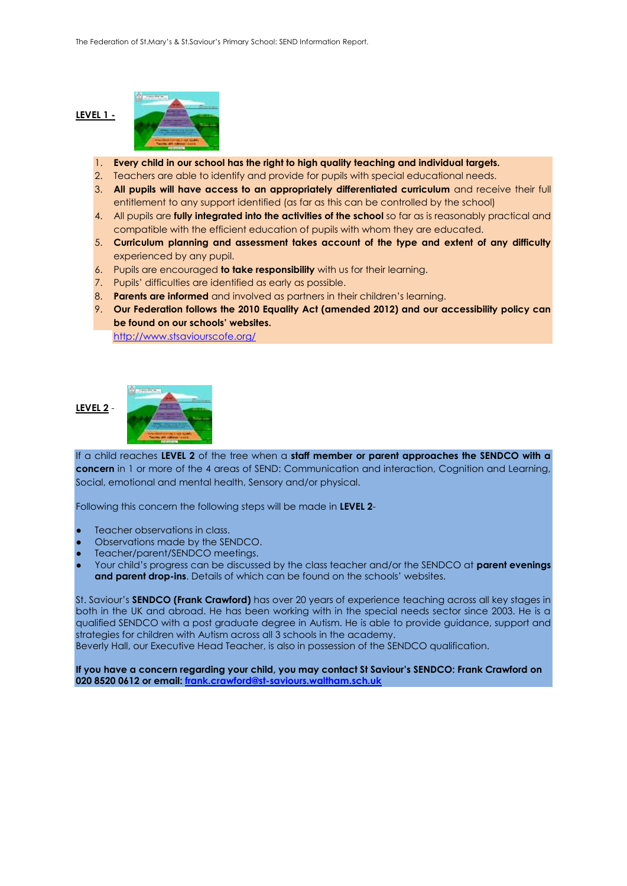**LEVEL 1 -**

1. **Every child in our school has the right to high quality teaching and individual targets.**
2. Teachers are able to identify and provide for pupils with special educational needs.
3. **All pupils will have access to an appropriately differentiated curriculum** and receive their full entitlement to any support identified (as far as this can be controlled by the school)
4. All pupils are **fully integrated into the activities of the school** so far as is reasonably practical and compatible with the efficient education of pupils with whom they are educated.
5. **Curriculum planning and assessment takes account of the type and extent of any difficulty** experienced by any pupil.
6. Pupils are encouraged **to take responsibility** with us for their learning.
7. Pupils' difficulties are identified as early as possible.
8. **Parents are informed** and involved as partners in their children's learning.
9. **Our Federation follows the 2010 Equality Act (amended 2012) and our accessibility policy can be found on our schools' websites.**
   http://www.stsaviourscofe.org/

**LEVEL 2** -

If a child reaches **LEVEL 2** of the tree when a **staff member or parent approaches the SENDCO with a concern** in 1 or more of the 4 areas of SEND: Communication and interaction, Cognition and Learning, Social, emotional and mental health, Sensory and/or physical.

Following this concern the following steps will be made in **LEVEL 2**-

- Teacher observations in class.
- Observations made by the SENDCO.
- Teacher/parent/SENDCO meetings.
- Your child's progress can be discussed by the class teacher and/or the SENDCO at **parent evenings and parent drop-ins**. Details of which can be found on the schools' websites.

St. Saviour's **SENDCO (Frank Crawford)** has over 20 years of experience teaching across all key stages in both in the UK and abroad. He has been working with in the special needs sector since 2003. He is a qualified SENDCO with a post graduate degree in Autism. He is able to provide guidance, support and strategies for children with Autism across all 3 schools in the academy.
Beverly Hall, our Executive Head Teacher, is also in possession of the SENDCO qualification.

**If you have a concern regarding your child, you may contact St Saviour's SENDCO: Frank Crawford on 020 8520 0612 or email: frank.crawford@st-saviours.waltham.sch.uk**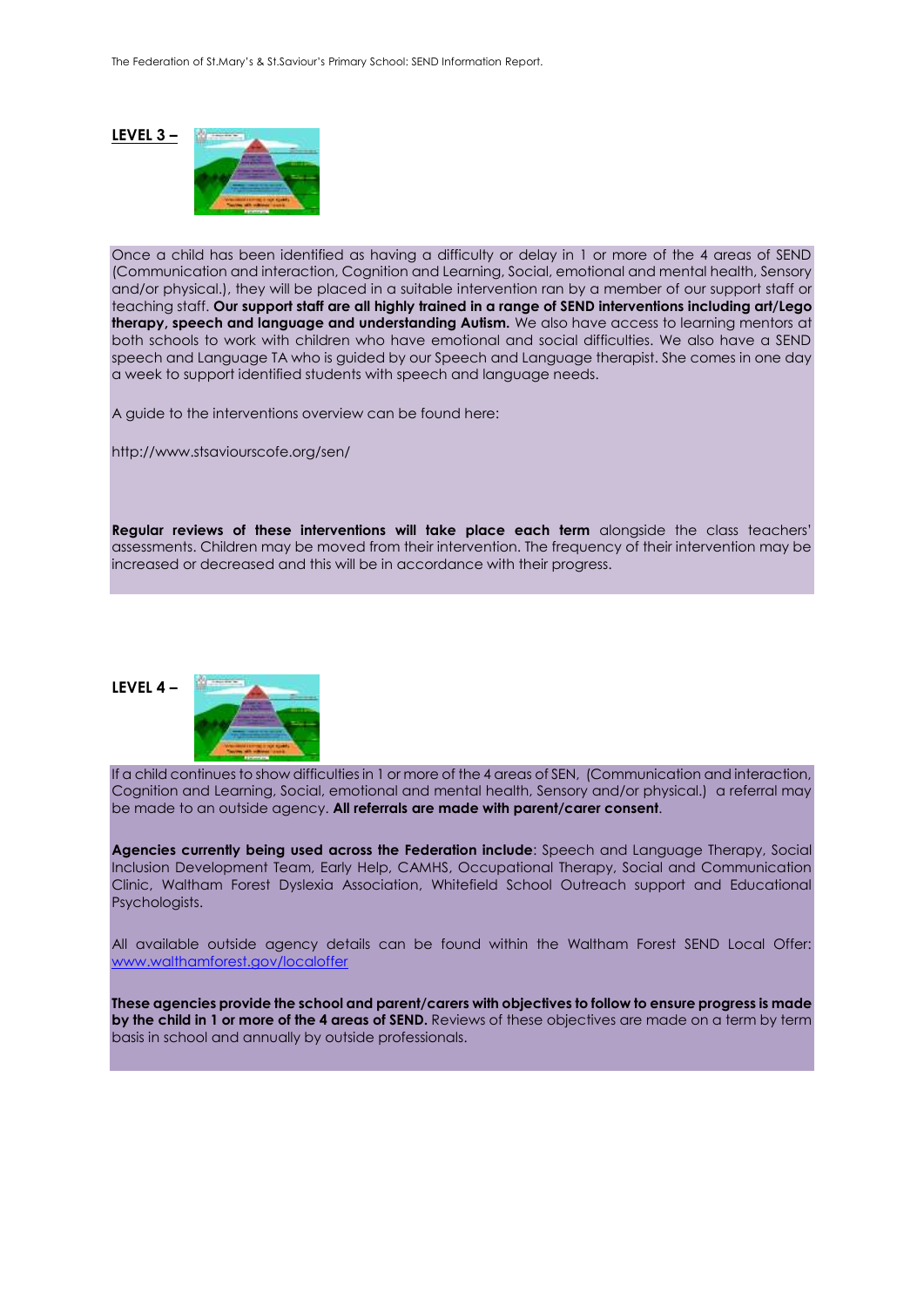**LEVEL 3 –**

Once a child has been identified as having a difficulty or delay in 1 or more of the 4 areas of SEND (Communication and interaction, Cognition and Learning, Social, emotional and mental health, Sensory and/or physical.), they will be placed in a suitable intervention ran by a member of our support staff or teaching staff. **Our support staff are all highly trained in a range of SEND interventions including art/Lego therapy, speech and language and understanding Autism.** We also have access to learning mentors at both schools to work with children who have emotional and social difficulties. We also have a SEND speech and Language TA who is guided by our Speech and Language therapist. She comes in one day a week to support identified students with speech and language needs.

A guide to the interventions overview can be found here:

http://www.stsaviourscofe.org/sen/

**Regular reviews of these interventions will take place each term** alongside the class teachers' assessments. Children may be moved from their intervention. The frequency of their intervention may be increased or decreased and this will be in accordance with their progress.

**LEVEL 4 –**

If a child continues to show difficulties in 1 or more of the 4 areas of SEN, (Communication and interaction, Cognition and Learning, Social, emotional and mental health, Sensory and/or physical.) a referral may be made to an outside agency. **All referrals are made with parent/carer consent**.

**Agencies currently being used across the Federation include**: Speech and Language Therapy, Social Inclusion Development Team, Early Help, CAMHS, Occupational Therapy, Social and Communication Clinic, Waltham Forest Dyslexia Association, Whitefield School Outreach support and Educational Psychologists.

All available outside agency details can be found within the Waltham Forest SEND Local Offer: [www.walthamforest.gov/localoffer](www.walthamforest.gov/localoffer)

**These agencies provide the school and parent/carers with objectives to follow to ensure progress is made by the child in 1 or more of the 4 areas of SEND.** Reviews of these objectives are made on a term by term basis in school and annually by outside professionals.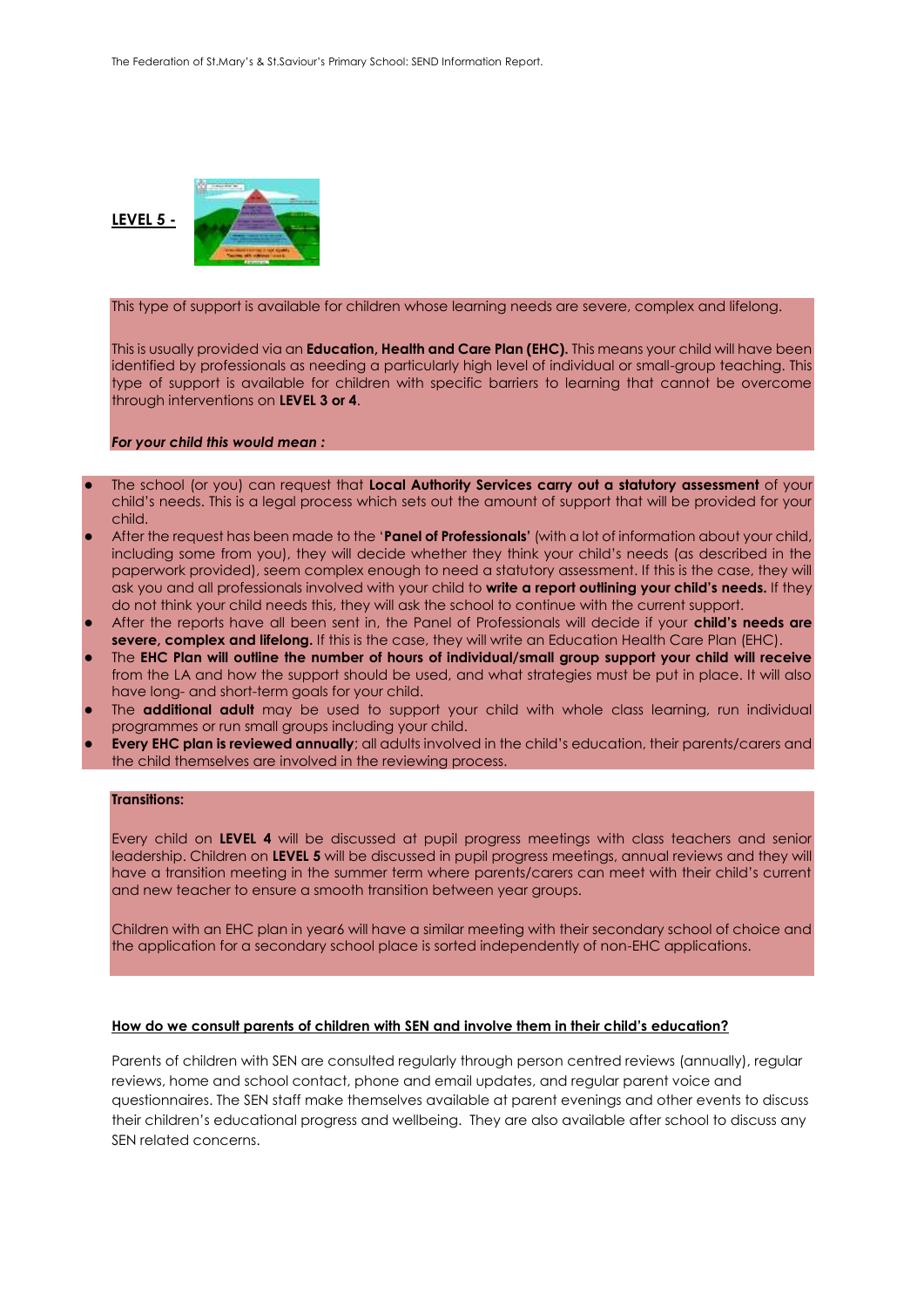**LEVEL 5 -**

This type of support is available for children whose learning needs are severe, complex and lifelong.

This is usually provided via an **Education, Health and Care Plan (EHC).** This means your child will have been identified by professionals as needing a particularly high level of individual or small-group teaching. This type of support is available for children with specific barriers to learning that cannot be overcome through interventions on **LEVEL 3 or 4**.

***For your child this would mean :***

- The school (or you) can request that **Local Authority Services carry out a statutory assessment** of your child's needs. This is a legal process which sets out the amount of support that will be provided for your child.
- After the request has been made to the '**Panel of Professionals'** (with a lot of information about your child, including some from you), they will decide whether they think your child's needs (as described in the paperwork provided), seem complex enough to need a statutory assessment. If this is the case, they will ask you and all professionals involved with your child to **write a report outlining your child's needs.** If they do not think your child needs this, they will ask the school to continue with the current support.
- After the reports have all been sent in, the Panel of Professionals will decide if your **child's needs are severe, complex and lifelong.** If this is the case, they will write an Education Health Care Plan (EHC).
- The **EHC Plan will outline the number of hours of individual/small group support your child will receive** from the LA and how the support should be used, and what strategies must be put in place. It will also have long- and short-term goals for your child.
- The **additional adult** may be used to support your child with whole class learning, run individual programmes or run small groups including your child.
- **Every EHC plan is reviewed annually**; all adults involved in the child's education, their parents/carers and the child themselves are involved in the reviewing process.

**Transitions:**

Every child on **LEVEL 4** will be discussed at pupil progress meetings with class teachers and senior leadership. Children on **LEVEL 5** will be discussed in pupil progress meetings, annual reviews and they will have a transition meeting in the summer term where parents/carers can meet with their child's current and new teacher to ensure a smooth transition between year groups.

Children with an EHC plan in year6 will have a similar meeting with their secondary school of choice and the application for a secondary school place is sorted independently of non-EHC applications.

**<u>How do we consult parents of children with SEN and involve them in their child's education?</u>**

Parents of children with SEN are consulted regularly through person centred reviews (annually), regular reviews, home and school contact, phone and email updates, and regular parent voice and questionnaires. The SEN staff make themselves available at parent evenings and other events to discuss their children's educational progress and wellbeing. They are also available after school to discuss any SEN related concerns.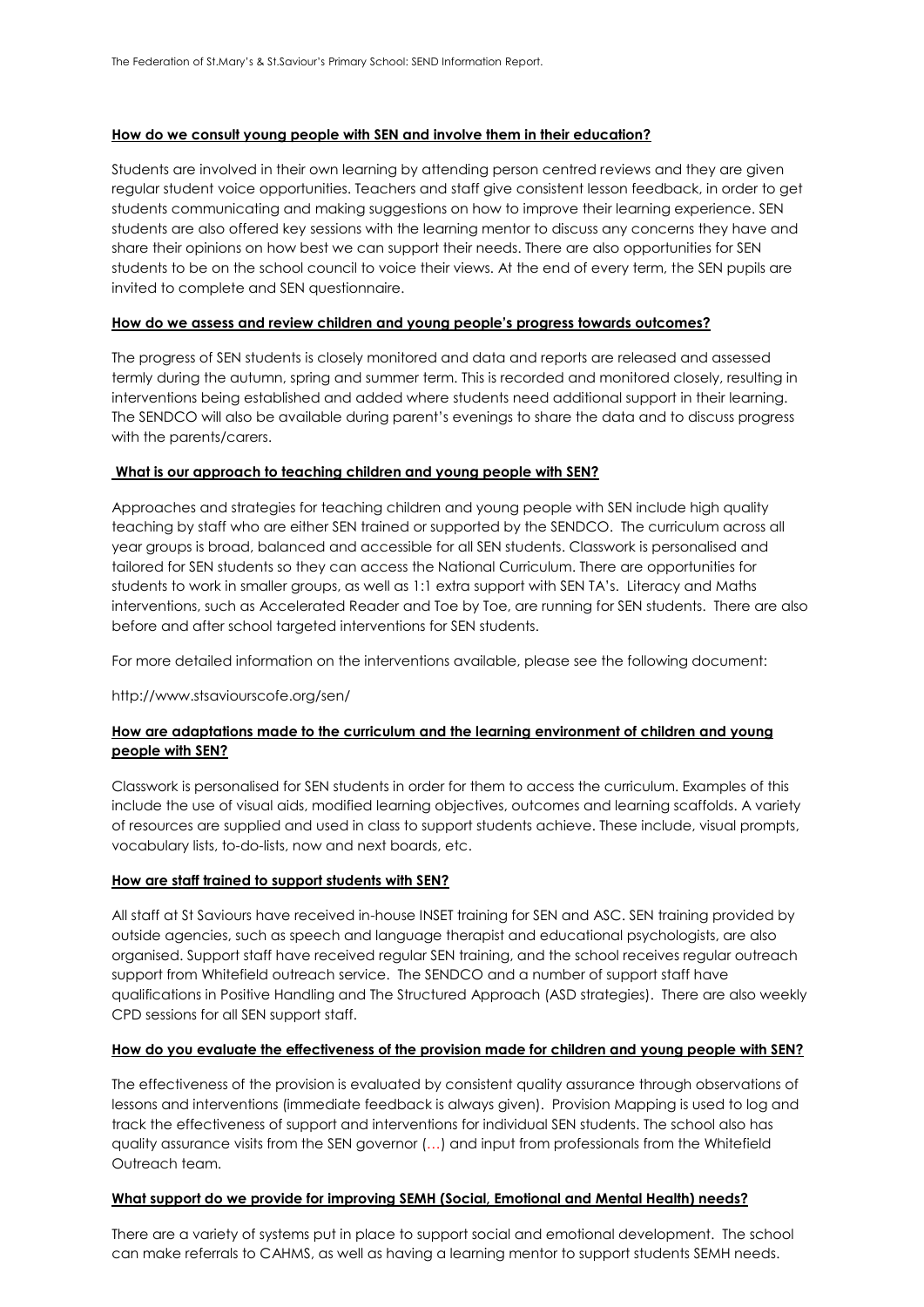**How do we consult young people with SEN and involve them in their education?**

Students are involved in their own learning by attending person centred reviews and they are given regular student voice opportunities. Teachers and staff give consistent lesson feedback, in order to get students communicating and making suggestions on how to improve their learning experience. SEN students are also offered key sessions with the learning mentor to discuss any concerns they have and share their opinions on how best we can support their needs. There are also opportunities for SEN students to be on the school council to voice their views. At the end of every term, the SEN pupils are invited to complete and SEN questionnaire.

**How do we assess and review children and young people's progress towards outcomes?**

The progress of SEN students is closely monitored and data and reports are released and assessed termly during the autumn, spring and summer term. This is recorded and monitored closely, resulting in interventions being established and added where students need additional support in their learning. The SENDCO will also be available during parent's evenings to share the data and to discuss progress with the parents/carers.

**What is our approach to teaching children and young people with SEN?**

Approaches and strategies for teaching children and young people with SEN include high quality teaching by staff who are either SEN trained or supported by the SENDCO. The curriculum across all year groups is broad, balanced and accessible for all SEN students. Classwork is personalised and tailored for SEN students so they can access the National Curriculum. There are opportunities for students to work in smaller groups, as well as 1:1 extra support with SEN TA's. Literacy and Maths interventions, such as Accelerated Reader and Toe by Toe, are running for SEN students. There are also before and after school targeted interventions for SEN students.

For more detailed information on the interventions available, please see the following document:

http://www.stsaviourscofe.org/sen/

**How are adaptations made to the curriculum and the learning environment of children and young people with SEN?**

Classwork is personalised for SEN students in order for them to access the curriculum. Examples of this include the use of visual aids, modified learning objectives, outcomes and learning scaffolds. A variety of resources are supplied and used in class to support students achieve. These include, visual prompts, vocabulary lists, to-do-lists, now and next boards, etc.

**How are staff trained to support students with SEN?**

All staff at St Saviours have received in-house INSET training for SEN and ASC. SEN training provided by outside agencies, such as speech and language therapist and educational psychologists, are also organised. Support staff have received regular SEN training, and the school receives regular outreach support from Whitefield outreach service. The SENDCO and a number of support staff have qualifications in Positive Handling and The Structured Approach (ASD strategies). There are also weekly CPD sessions for all SEN support staff.

**How do you evaluate the effectiveness of the provision made for children and young people with SEN?**

The effectiveness of the provision is evaluated by consistent quality assurance through observations of lessons and interventions (immediate feedback is always given). Provision Mapping is used to log and track the effectiveness of support and interventions for individual SEN students. The school also has quality assurance visits from the SEN governor (…) and input from professionals from the Whitefield Outreach team.

**What support do we provide for improving SEMH (Social, Emotional and Mental Health) needs?**

There are a variety of systems put in place to support social and emotional development. The school can make referrals to CAHMS, as well as having a learning mentor to support students SEMH needs.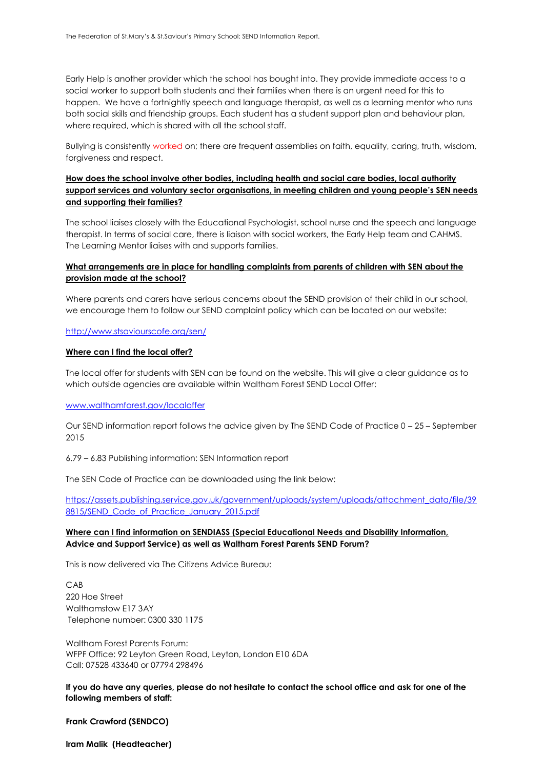Early Help is another provider which the school has bought into. They provide immediate access to a social worker to support both students and their families when there is an urgent need for this to happen. We have a fortnightly speech and language therapist, as well as a learning mentor who runs both social skills and friendship groups. Each student has a student support plan and behaviour plan, where required, which is shared with all the school staff.

Bullying is consistently worked on; there are frequent assemblies on faith, equality, caring, truth, wisdom, forgiveness and respect.

**How does the school involve other bodies, including health and social care bodies, local authority support services and voluntary sector organisations, in meeting children and young people's SEN needs and supporting their families?**

The school liaises closely with the Educational Psychologist, school nurse and the speech and language therapist. In terms of social care, there is liaison with social workers, the Early Help team and CAHMS. The Learning Mentor liaises with and supports families.

**What arrangements are in place for handling complaints from parents of children with SEN about the provision made at the school?**

Where parents and carers have serious concerns about the SEND provision of their child in our school, we encourage them to follow our SEND complaint policy which can be located on our website:

http://www.stsaviourscofe.org/sen/

**Where can I find the local offer?**

The local offer for students with SEN can be found on the website. This will give a clear guidance as to which outside agencies are available within Waltham Forest SEND Local Offer:

www.walthamforest.gov/localoffer

Our SEND information report follows the advice given by The SEND Code of Practice 0 – 25 – September 2015

6.79 – 6.83 Publishing information: SEN Information report

The SEN Code of Practice can be downloaded using the link below:

https://assets.publishing.service.gov.uk/government/uploads/system/uploads/attachment_data/file/398815/SEND_Code_of_Practice_January_2015.pdf

**Where can I find information on SENDIASS (Special Educational Needs and Disability Information, Advice and Support Service) as well as Waltham Forest Parents SEND Forum?**

This is now delivered via The Citizens Advice Bureau:

CAB
220 Hoe Street
Walthamstow E17 3AY
Telephone number: 0300 330 1175

Waltham Forest Parents Forum:
WFPF Office: 92 Leyton Green Road, Leyton, London E10 6DA
Call: 07528 433640 or 07794 298496

**If you do have any queries, please do not hesitate to contact the school office and ask for one of the following members of staff:**

**Frank Crawford (SENDCO)**

**Iram Malik (Headteacher)**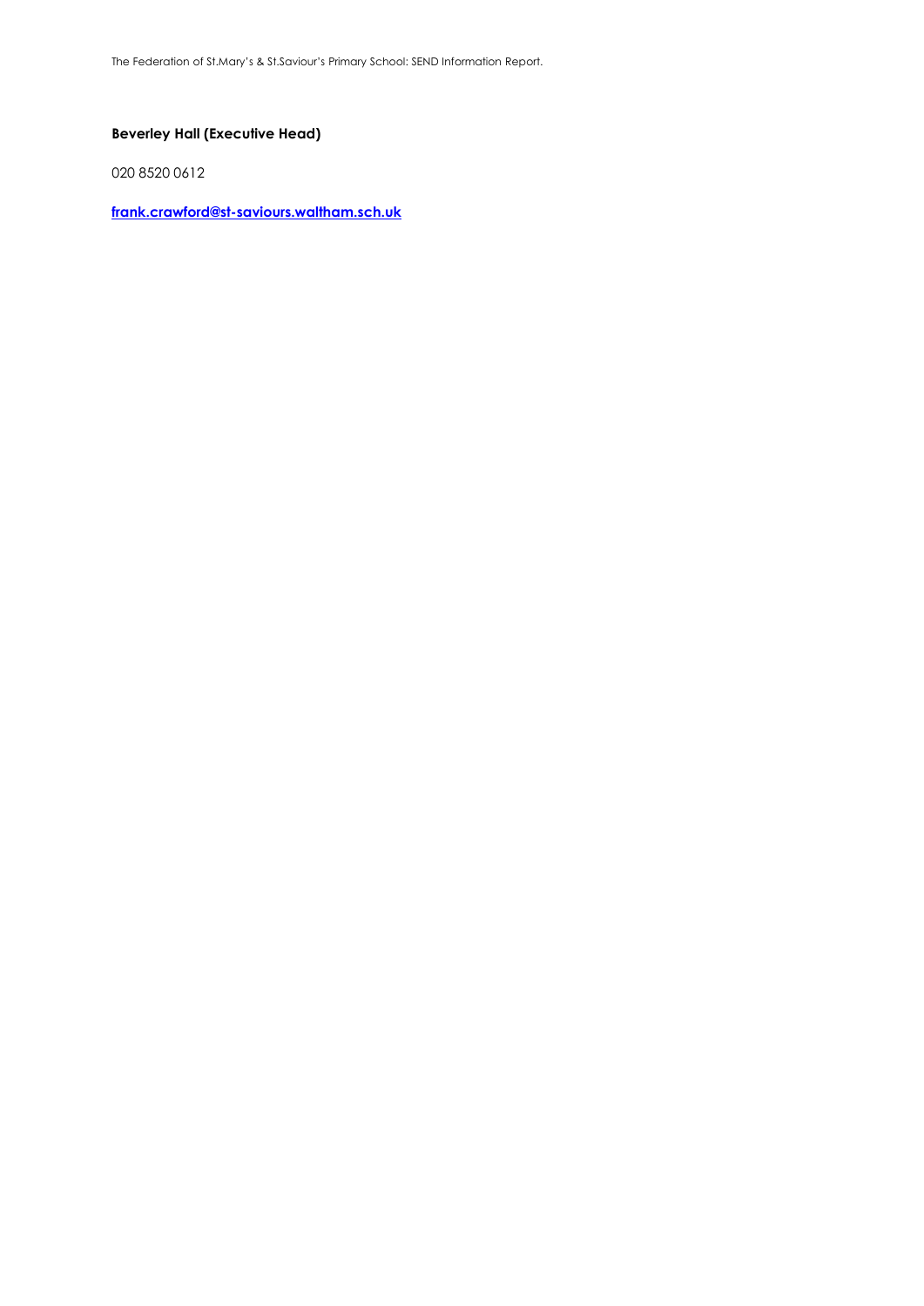**Beverley Hall (Executive Head)**

020 8520 0612

**frank.crawford@st-saviours.waltham.sch.uk**